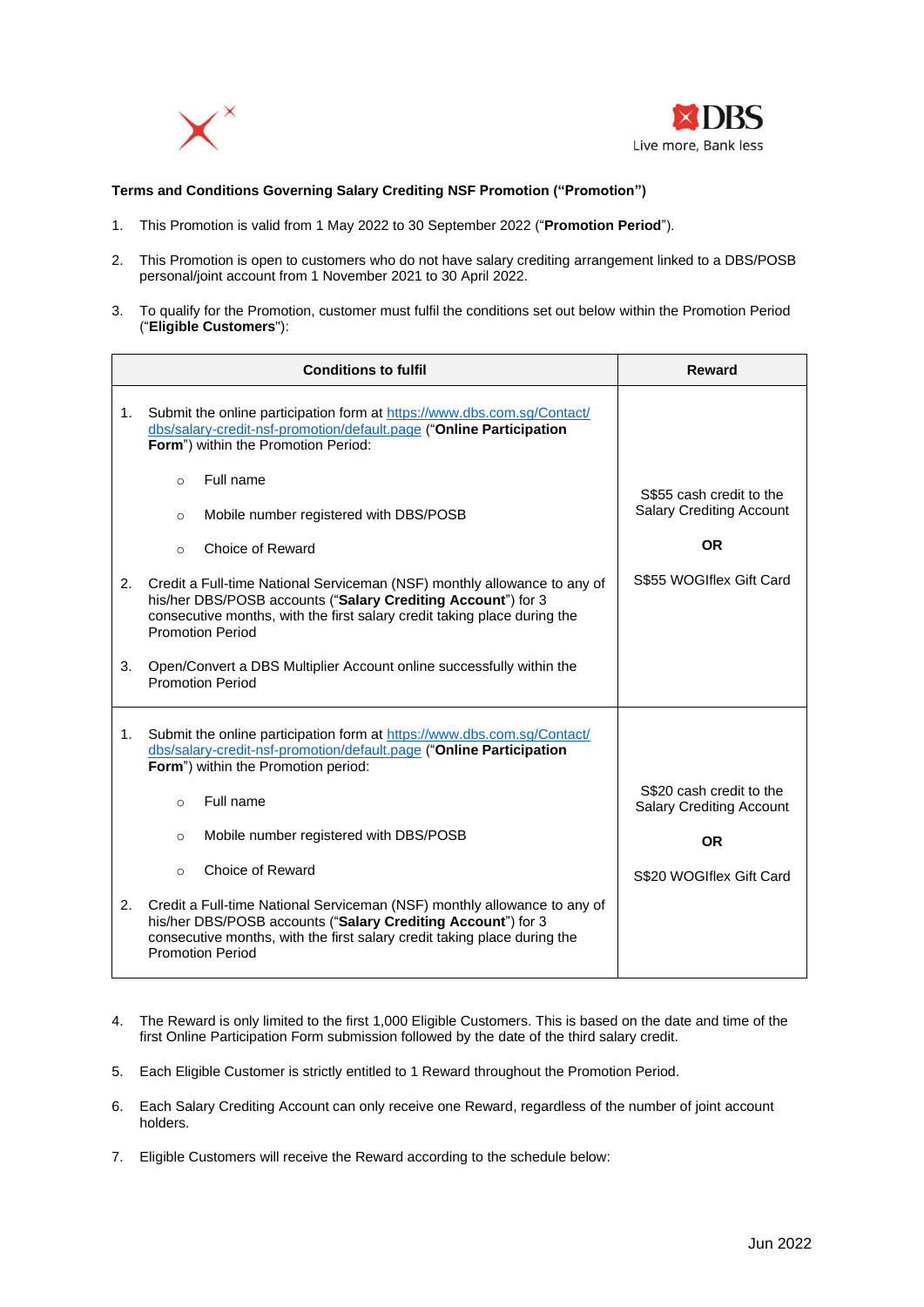**Terms and Conditions Governing Salary Crediting NSF Promotion ("Promotion")**

1. This Promotion is valid from 1 May 2022 to 30 September 2022 ("**Promotion Period**").

2. This Promotion is open to customers who do not have salary crediting arrangement linked to a DBS/POSB personal/joint account from 1 November 2021 to 30 April 2022.

3. To qualify for the Promotion, customer must fulfil the conditions set out below within the Promotion Period ("**Eligible Customers**"):

| Conditions to fulfil | Reward |
|---|---|
| 1. Submit the online participation form at https://www.dbs.com.sg/Contact/dbs/salary-credit-nsf-promotion/default.page ("**Online Participation Form**") within the Promotion Period:<br>○ Full name<br>○ Mobile number registered with DBS/POSB<br>○ Choice of Reward<br>2. Credit a Full-time National Serviceman (NSF) monthly allowance to any of his/her DBS/POSB accounts ("**Salary Crediting Account**") for 3 consecutive months, with the first salary credit taking place during the Promotion Period<br>3. Open/Convert a DBS Multiplier Account online successfully within the Promotion Period | S$55 cash credit to the Salary Crediting Account<br>**OR**<br>S$55 WOGIflex Gift Card |
| 1. Submit the online participation form at https://www.dbs.com.sg/Contact/dbs/salary-credit-nsf-promotion/default.page ("**Online Participation Form**") within the Promotion period:<br>○ Full name<br>○ Mobile number registered with DBS/POSB<br>○ Choice of Reward<br>2. Credit a Full-time National Serviceman (NSF) monthly allowance to any of his/her DBS/POSB accounts ("**Salary Crediting Account**") for 3 consecutive months, with the first salary credit taking place during the Promotion Period | S$20 cash credit to the Salary Crediting Account<br>**OR**<br>S$20 WOGIflex Gift Card |

4. The Reward is only limited to the first 1,000 Eligible Customers. This is based on the date and time of the first Online Participation Form submission followed by the date of the third salary credit.

5. Each Eligible Customer is strictly entitled to 1 Reward throughout the Promotion Period.

6. Each Salary Crediting Account can only receive one Reward, regardless of the number of joint account holders.

7. Eligible Customers will receive the Reward according to the schedule below: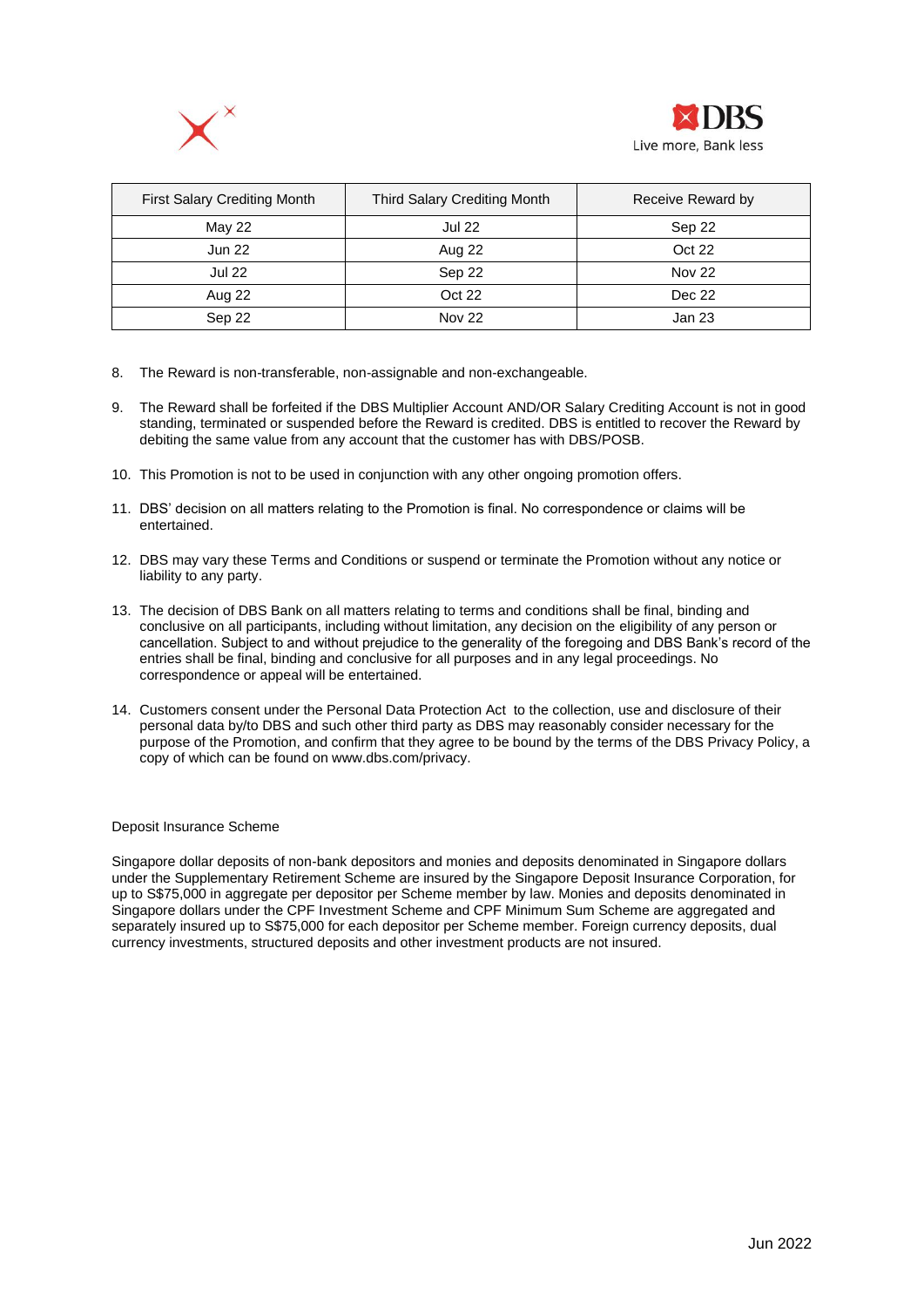| First Salary Crediting Month | Third Salary Crediting Month | Receive Reward by |
|---|---|---|
| May 22 | Jul 22 | Sep 22 |
| Jun 22 | Aug 22 | Oct 22 |
| Jul 22 | Sep 22 | Nov 22 |
| Aug 22 | Oct 22 | Dec 22 |
| Sep 22 | Nov 22 | Jan 23 |

8. The Reward is non-transferable, non-assignable and non-exchangeable.

9. The Reward shall be forfeited if the DBS Multiplier Account AND/OR Salary Crediting Account is not in good standing, terminated or suspended before the Reward is credited. DBS is entitled to recover the Reward by debiting the same value from any account that the customer has with DBS/POSB.

10. This Promotion is not to be used in conjunction with any other ongoing promotion offers.

11. DBS' decision on all matters relating to the Promotion is final. No correspondence or claims will be entertained.

12. DBS may vary these Terms and Conditions or suspend or terminate the Promotion without any notice or liability to any party.

13. The decision of DBS Bank on all matters relating to terms and conditions shall be final, binding and conclusive on all participants, including without limitation, any decision on the eligibility of any person or cancellation. Subject to and without prejudice to the generality of the foregoing and DBS Bank's record of the entries shall be final, binding and conclusive for all purposes and in any legal proceedings. No correspondence or appeal will be entertained.

14. Customers consent under the Personal Data Protection Act to the collection, use and disclosure of their personal data by/to DBS and such other third party as DBS may reasonably consider necessary for the purpose of the Promotion, and confirm that they agree to be bound by the terms of the DBS Privacy Policy, a copy of which can be found on www.dbs.com/privacy.

Deposit Insurance Scheme

Singapore dollar deposits of non-bank depositors and monies and deposits denominated in Singapore dollars under the Supplementary Retirement Scheme are insured by the Singapore Deposit Insurance Corporation, for up to S$75,000 in aggregate per depositor per Scheme member by law. Monies and deposits denominated in Singapore dollars under the CPF Investment Scheme and CPF Minimum Sum Scheme are aggregated and separately insured up to S$75,000 for each depositor per Scheme member. Foreign currency deposits, dual currency investments, structured deposits and other investment products are not insured.

Jun 2022